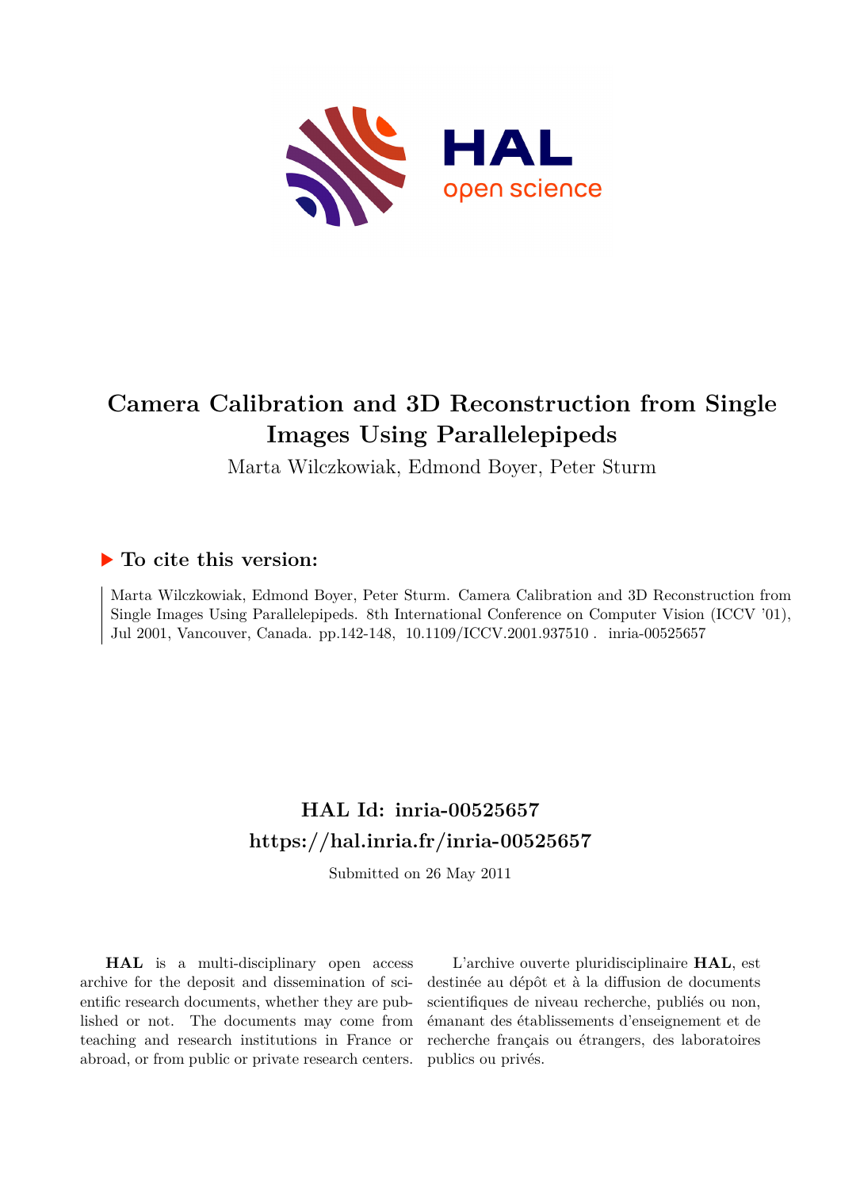# Camera Calibration and 3D Reconstruction from Single Images Using Parallelepipeds

Marta Wilczkowiak, Edmond Boyer, Peter Sturm

## ▶ To cite this version:

Marta Wilczkowiak, Edmond Boyer, Peter Sturm. Camera Calibration and 3D Reconstruction from Single Images Using Parallelepipeds. 8th International Conference on Computer Vision (ICCV '01), Jul 2001, Vancouver, Canada. pp.142-148, 10.1109/ICCV.2001.937510 . inria-00525657

## HAL Id: inria-00525657
## https://hal.inria.fr/inria-00525657

Submitted on 26 May 2011

**HAL** is a multi-disciplinary open access archive for the deposit and dissemination of scientific research documents, whether they are published or not. The documents may come from teaching and research institutions in France or abroad, or from public or private research centers.

L'archive ouverte pluridisciplinaire **HAL**, est destinée au dépôt et à la diffusion de documents scientifiques de niveau recherche, publiés ou non, émanant des établissements d'enseignement et de recherche français ou étrangers, des laboratoires publics ou privés.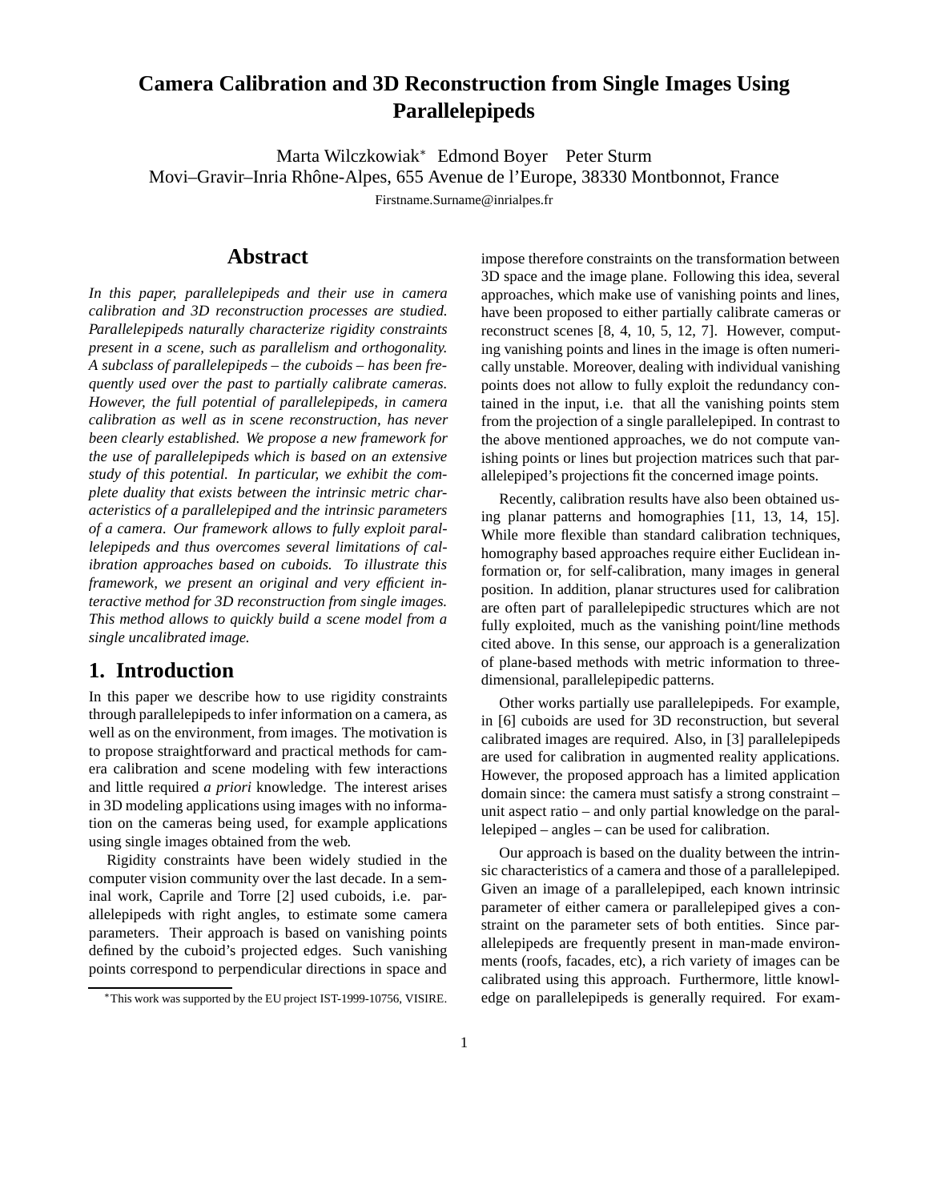# Camera Calibration and 3D Reconstruction from Single Images Using Parallelepipeds

Marta Wilczkowiak* Edmond Boyer Peter Sturm

Movi–Gravir–Inria Rhône-Alpes, 655 Avenue de l'Europe, 38330 Montbonnot, France

Firstname.Surname@inrialpes.fr

## Abstract

*In this paper, parallelepipeds and their use in camera calibration and 3D reconstruction processes are studied. Parallelepipeds naturally characterize rigidity constraints present in a scene, such as parallelism and orthogonality. A subclass of parallelepipeds – the cuboids – has been frequently used over the past to partially calibrate cameras. However, the full potential of parallelepipeds, in camera calibration as well as in scene reconstruction, has never been clearly established. We propose a new framework for the use of parallelepipeds which is based on an extensive study of this potential. In particular, we exhibit the complete duality that exists between the intrinsic metric characteristics of a parallelepiped and the intrinsic parameters of a camera. Our framework allows to fully exploit parallelepipeds and thus overcomes several limitations of calibration approaches based on cuboids. To illustrate this framework, we present an original and very efficient interactive method for 3D reconstruction from single images. This method allows to quickly build a scene model from a single uncalibrated image.*

## 1. Introduction

In this paper we describe how to use rigidity constraints through parallelepipeds to infer information on a camera, as well as on the environment, from images. The motivation is to propose straightforward and practical methods for camera calibration and scene modeling with few interactions and little required *a priori* knowledge. The interest arises in 3D modeling applications using images with no information on the cameras being used, for example applications using single images obtained from the web.

Rigidity constraints have been widely studied in the computer vision community over the last decade. In a seminal work, Caprile and Torre [2] used cuboids, i.e. parallelepipeds with right angles, to estimate some camera parameters. Their approach is based on vanishing points defined by the cuboid's projected edges. Such vanishing points correspond to perpendicular directions in space and impose therefore constraints on the transformation between 3D space and the image plane. Following this idea, several approaches, which make use of vanishing points and lines, have been proposed to either partially calibrate cameras or reconstruct scenes [8, 4, 10, 5, 12, 7]. However, computing vanishing points and lines in the image is often numerically unstable. Moreover, dealing with individual vanishing points does not allow to fully exploit the redundancy contained in the input, i.e. that all the vanishing points stem from the projection of a single parallelepiped. In contrast to the above mentioned approaches, we do not compute vanishing points or lines but projection matrices such that parallelepiped's projections fit the concerned image points.

Recently, calibration results have also been obtained using planar patterns and homographies [11, 13, 14, 15]. While more flexible than standard calibration techniques, homography based approaches require either Euclidean information or, for self-calibration, many images in general position. In addition, planar structures used for calibration are often part of parallelepipedic structures which are not fully exploited, much as the vanishing point/line methods cited above. In this sense, our approach is a generalization of plane-based methods with metric information to three-dimensional, parallelepipedic patterns.

Other works partially use parallelepipeds. For example, in [6] cuboids are used for 3D reconstruction, but several calibrated images are required. Also, in [3] parallelepipeds are used for calibration in augmented reality applications. However, the proposed approach has a limited application domain since: the camera must satisfy a strong constraint – unit aspect ratio – and only partial knowledge on the parallelepiped – angles – can be used for calibration.

Our approach is based on the duality between the intrinsic characteristics of a camera and those of a parallelepiped. Given an image of a parallelepiped, each known intrinsic parameter of either camera or parallelepiped gives a constraint on the parameter sets of both entities. Since parallelepipeds are frequently present in man-made environments (roofs, facades, etc), a rich variety of images can be calibrated using this approach. Furthermore, little knowledge on parallelepipeds is generally required. For exam-

*This work was supported by the EU project IST-1999-10756, VISIRE.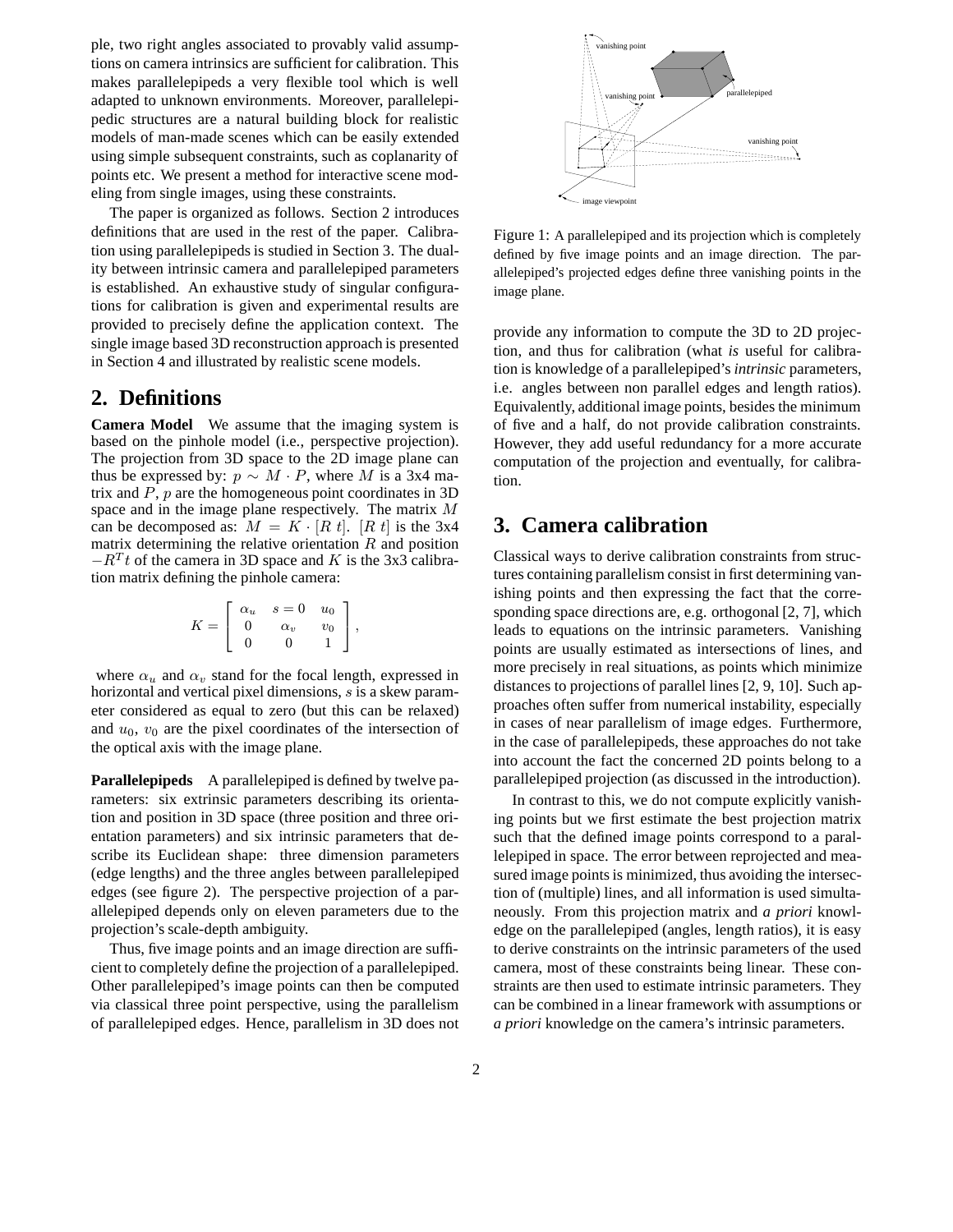ple, two right angles associated to provably valid assumptions on camera intrinsics are sufficient for calibration. This makes parallelepipeds a very flexible tool which is well adapted to unknown environments. Moreover, parallelepipedic structures are a natural building block for realistic models of man-made scenes which can be easily extended using simple subsequent constraints, such as coplanarity of points etc. We present a method for interactive scene modeling from single images, using these constraints.

The paper is organized as follows. Section 2 introduces definitions that are used in the rest of the paper. Calibration using parallelepipeds is studied in Section 3. The duality between intrinsic camera and parallelepiped parameters is established. An exhaustive study of singular configurations for calibration is given and experimental results are provided to precisely define the application context. The single image based 3D reconstruction approach is presented in Section 4 and illustrated by realistic scene models.

## 2. Definitions

**Camera Model** We assume that the imaging system is based on the pinhole model (i.e., perspective projection). The projection from 3D space to the 2D image plane can thus be expressed by: $p \sim M \cdot P$, where $M$ is a 3x4 matrix and $P$, $p$ are the homogeneous point coordinates in 3D space and in the image plane respectively. The matrix $M$ can be decomposed as: $M = K \cdot [R\ t]$. $[R\ t]$ is the 3x4 matrix determining the relative orientation $R$ and position $-R^T t$ of the camera in 3D space and $K$ is the 3x3 calibration matrix defining the pinhole camera:

$$K = \begin{bmatrix} \alpha_u & s = 0 & u_0 \\ 0 & \alpha_v & v_0 \\ 0 & 0 & 1 \end{bmatrix},$$

where $\alpha_u$ and $\alpha_v$ stand for the focal length, expressed in horizontal and vertical pixel dimensions, $s$ is a skew parameter considered as equal to zero (but this can be relaxed) and $u_0$, $v_0$ are the pixel coordinates of the intersection of the optical axis with the image plane.

**Parallelepipeds** A parallelepiped is defined by twelve parameters: six extrinsic parameters describing its orientation and position in 3D space (three position and three orientation parameters) and six intrinsic parameters that describe its Euclidean shape: three dimension parameters (edge lengths) and the three angles between parallelepiped edges (see figure 2). The perspective projection of a parallelepiped depends only on eleven parameters due to the projection's scale-depth ambiguity.

Thus, five image points and an image direction are sufficient to completely define the projection of a parallelepiped. Other parallelepiped's image points can then be computed via classical three point perspective, using the parallelism of parallelepiped edges. Hence, parallelism in 3D does not provide any information to compute the 3D to 2D projection, and thus for calibration (what *is* useful for calibration is knowledge of a parallelepiped's *intrinsic* parameters, i.e. angles between non parallel edges and length ratios). Equivalently, additional image points, besides the minimum of five and a half, do not provide calibration constraints. However, they add useful redundancy for a more accurate computation of the projection and eventually, for calibration.

Figure 1: A parallelepiped and its projection which is completely defined by five image points and an image direction. The parallelepiped's projected edges define three vanishing points in the image plane.

## 3. Camera calibration

Classical ways to derive calibration constraints from structures containing parallelism consist in first determining vanishing points and then expressing the fact that the corresponding space directions are, e.g. orthogonal [2, 7], which leads to equations on the intrinsic parameters. Vanishing points are usually estimated as intersections of lines, and more precisely in real situations, as points which minimize distances to projections of parallel lines [2, 9, 10]. Such approaches often suffer from numerical instability, especially in cases of near parallelism of image edges. Furthermore, in the case of parallelepipeds, these approaches do not take into account the fact the concerned 2D points belong to a parallelepiped projection (as discussed in the introduction).

In contrast to this, we do not compute explicitly vanishing points but we first estimate the best projection matrix such that the defined image points correspond to a parallelepiped in space. The error between reprojected and measured image points is minimized, thus avoiding the intersection of (multiple) lines, and all information is used simultaneously. From this projection matrix and *a priori* knowledge on the parallelepiped (angles, length ratios), it is easy to derive constraints on the intrinsic parameters of the used camera, most of these constraints being linear. These constraints are then used to estimate intrinsic parameters. They can be combined in a linear framework with assumptions or *a priori* knowledge on the camera's intrinsic parameters.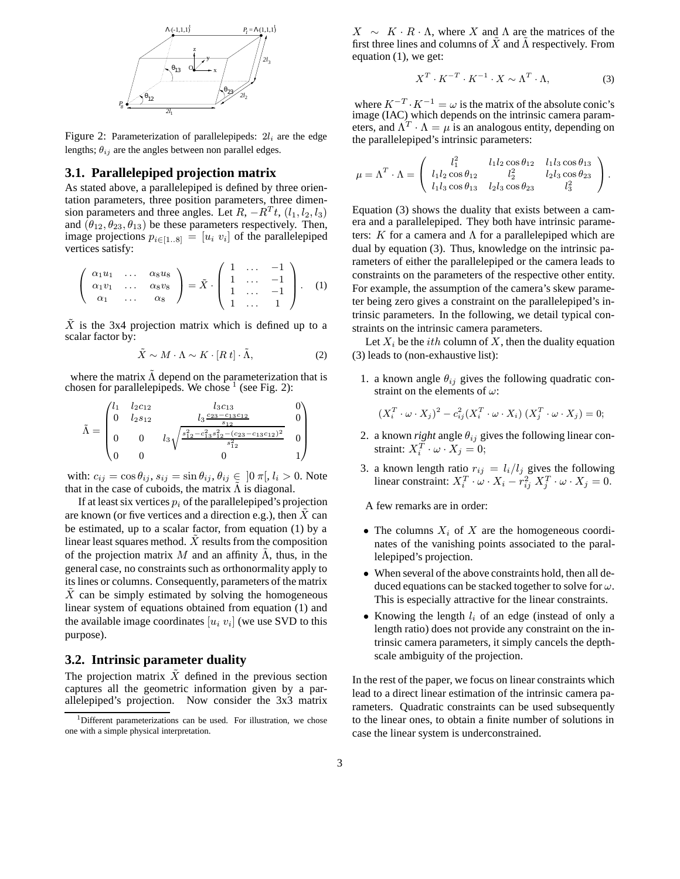Figure 2: Parameterization of parallelepipeds: $2l_i$ are the edge lengths; $\theta_{ij}$ are the angles between non parallel edges.

### 3.1. Parallelepiped projection matrix

As stated above, a parallelepiped is defined by three orientation parameters, three position parameters, three dimension parameters and three angles. Let $R$, $-R^T t$, $(l_1, l_2, l_3)$ and $(\theta_{12}, \theta_{23}, \theta_{13})$ be these parameters respectively. Then, image projections $p_{i \in [1..8]} = [u_i \; v_i]$ of the parallelepiped vertices satisfy:

$$\begin{pmatrix} \alpha_1 u_1 & \dots & \alpha_8 u_8 \\ \alpha_1 v_1 & \dots & \alpha_8 v_8 \\ \alpha_1 & \dots & \alpha_8 \end{pmatrix} = \tilde{X} \cdot \begin{pmatrix} 1 & \dots & -1 \\ 1 & \dots & -1 \\ 1 & \dots & -1 \\ 1 & \dots & 1 \end{pmatrix}. \quad (1)$$

$\tilde{X}$ is the 3x4 projection matrix which is defined up to a scalar factor by:

$$\tilde{X} \sim M \cdot \tilde{\Lambda} \sim K \cdot [R \; t] \cdot \tilde{\Lambda}, \quad (2)$$

where the matrix $\tilde{\Lambda}$ depend on the parameterization that is chosen for parallelepipeds. We chose [1] (see Fig. 2):

$$\tilde{\Lambda} = \begin{pmatrix} l_1 & l_2 c_{12} & l_3 c_{13} & 0 \\ 0 & l_2 s_{12} & l_3 \frac{c_{23} - c_{13} c_{12}}{s_{12}} & 0 \\ 0 & 0 & l_3 \sqrt{\frac{s_{12}^2 - c_{13}^2 s_{12}^2 - (c_{23} - c_{13} c_{12})^2}{s_{12}^2}} & 0 \\ 0 & 0 & 0 & 1 \end{pmatrix}$$

with: $c_{ij} = \cos \theta_{ij}$, $s_{ij} = \sin \theta_{ij}$, $\theta_{ij} \in \, ]0 \; \pi[$, $l_i > 0$. Note that in the case of cuboids, the matrix $\tilde{\Lambda}$ is diagonal.

If at least six vertices $p_i$ of the parallelepiped's projection are known (or five vertices and a direction e.g.), then $\tilde{X}$ can be estimated, up to a scalar factor, from equation (1) by a linear least squares method. $\tilde{X}$ results from the composition of the projection matrix $M$ and an affinity $\tilde{\Lambda}$, thus, in the general case, no constraints such as orthonormality apply to its lines or columns. Consequently, parameters of the matrix $\tilde{X}$ can be simply estimated by solving the homogeneous linear system of equations obtained from equation (1) and the available image coordinates $[u_i \; v_i]$ (we use SVD to this purpose).

### 3.2. Intrinsic parameter duality

The projection matrix $\tilde{X}$ defined in the previous section captures all the geometric information given by a parallelepiped's projection. Now consider the 3x3 matrix $X \sim K \cdot R \cdot \Lambda$, where $X$ and $\Lambda$ are the matrices of the first three lines and columns of $\tilde{X}$ and $\tilde{\Lambda}$ respectively. From equation (1), we get:

$$X^T \cdot K^{-T} \cdot K^{-1} \cdot X \sim \Lambda^T \cdot \Lambda, \quad (3)$$

where $K^{-T} \cdot K^{-1} = \omega$ is the matrix of the absolute conic's image (IAC) which depends on the intrinsic camera parameters, and $\Lambda^T \cdot \Lambda = \mu$ is an analogous entity, depending on the parallelepiped's intrinsic parameters:

$$\mu = \Lambda^T \cdot \Lambda = \begin{pmatrix} l_1^2 & l_1 l_2 \cos\theta_{12} & l_1 l_3 \cos\theta_{13} \\ l_1 l_2 \cos\theta_{12} & l_2^2 & l_2 l_3 \cos\theta_{23} \\ l_1 l_3 \cos\theta_{13} & l_2 l_3 \cos\theta_{23} & l_3^2 \end{pmatrix}.$$

Equation (3) shows the duality that exists between a camera and a parallelepiped. They both have intrinsic parameters: $K$ for a camera and $\Lambda$ for a parallelepiped which are dual by equation (3). Thus, knowledge on the intrinsic parameters of either the parallelepiped or the camera leads to constraints on the parameters of the respective other entity. For example, the assumption of the camera's skew parameter being zero gives a constraint on the parallelepiped's intrinsic parameters. In the following, we detail typical constraints on the intrinsic camera parameters.

Let $X_i$ be the $ith$ column of $X$, then the duality equation (3) leads to (non-exhaustive list):

1. a known angle $\theta_{ij}$ gives the following quadratic constraint on the elements of $\omega$:

   $$(X_i^T \cdot \omega \cdot X_j)^2 - c_{ij}^2 (X_i^T \cdot \omega \cdot X_i)\,(X_j^T \cdot \omega \cdot X_j) = 0;$$

2. a known *right* angle $\theta_{ij}$ gives the following linear constraint: $X_i^T \cdot \omega \cdot X_j = 0$;

3. a known length ratio $r_{ij} = l_i / l_j$ gives the following linear constraint: $X_i^T \cdot \omega \cdot X_i - r_{ij}^2 \, X_j^T \cdot \omega \cdot X_j = 0$.

A few remarks are in order:

- The columns $X_i$ of $X$ are the homogeneous coordinates of the vanishing points associated to the parallelepiped's projection.
- When several of the above constraints hold, then all deduced equations can be stacked together to solve for $\omega$. This is especially attractive for the linear constraints.
- Knowing the length $l_i$ of an edge (instead of only a length ratio) does not provide any constraint on the intrinsic camera parameters, it simply cancels the depth-scale ambiguity of the projection.

In the rest of the paper, we focus on linear constraints which lead to a direct linear estimation of the intrinsic camera parameters. Quadratic constraints can be used subsequently to the linear ones, to obtain a finite number of solutions in case the linear system is underconstrained.

[1] Different parameterizations can be used. For illustration, we chose one with a simple physical interpretation.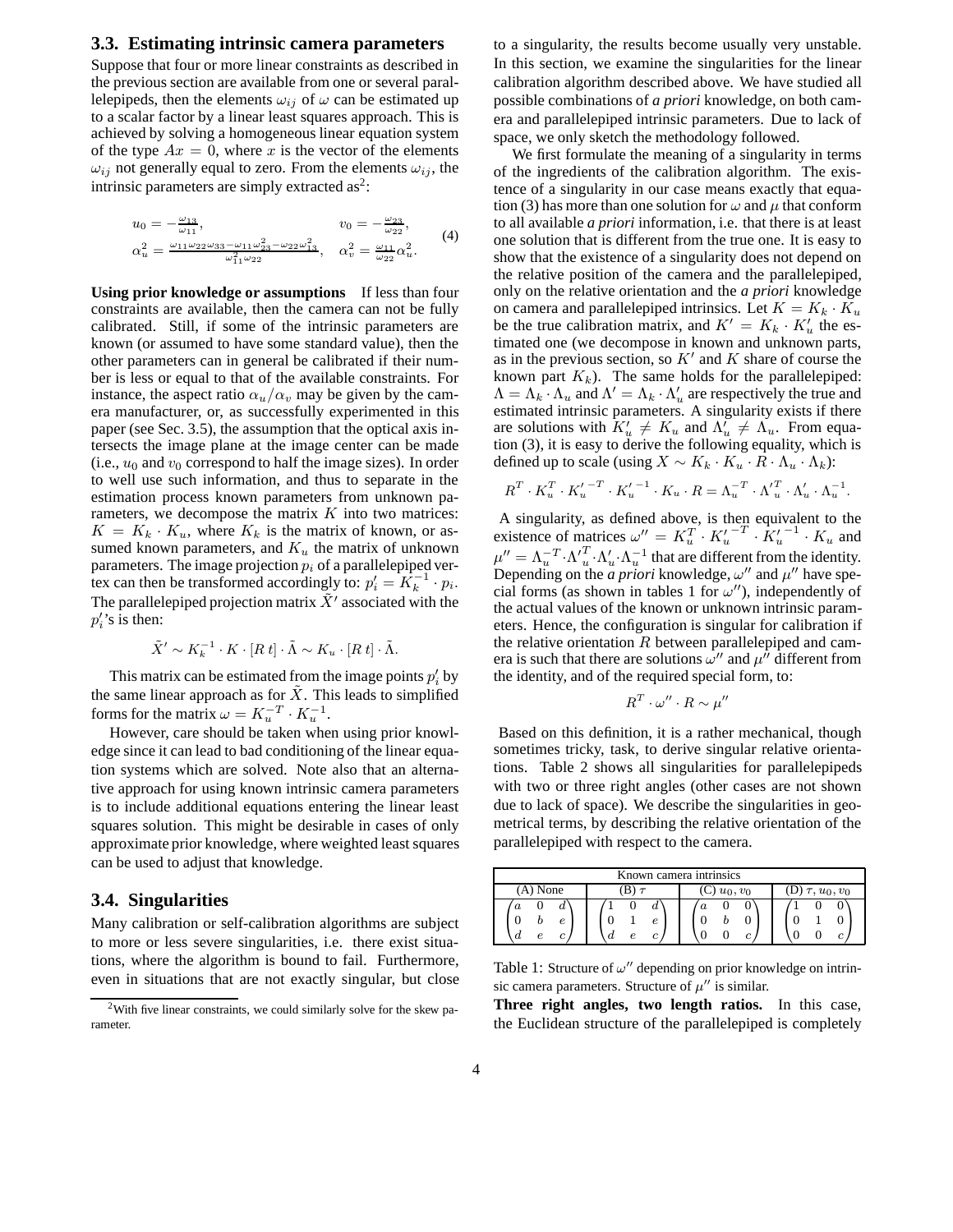### 3.3. Estimating intrinsic camera parameters

Suppose that four or more linear constraints as described in the previous section are available from one or several parallelepipeds, then the elements $\omega_{ij}$ of $\omega$ can be estimated up to a scalar factor by a linear least squares approach. This is achieved by solving a homogeneous linear equation system of the type $Ax = 0$, where $x$ is the vector of the elements $\omega_{ij}$ not generally equal to zero. From the elements $\omega_{ij}$, the intrinsic parameters are simply extracted as[2]:

$$
\begin{aligned}
u_0 &= -\frac{\omega_{13}}{\omega_{11}}, & v_0 &= -\frac{\omega_{23}}{\omega_{22}}, \\
\alpha_u^2 &= \frac{\omega_{11}\omega_{22}\omega_{33} - \omega_{11}\omega_{23}^2 - \omega_{22}\omega_{13}^2}{\omega_{11}^2\omega_{22}}, & \alpha_v^2 &= \frac{\omega_{11}}{\omega_{22}}\alpha_u^2.
\end{aligned} \tag{4}
$$

**Using prior knowledge or assumptions** If less than four constraints are available, then the camera can not be fully calibrated. Still, if some of the intrinsic parameters are known (or assumed to have some standard value), then the other parameters can in general be calibrated if their number is less or equal to that of the available constraints. For instance, the aspect ratio $\alpha_u/\alpha_v$ may be given by the camera manufacturer, or, as successfully experimented in this paper (see Sec. 3.5), the assumption that the optical axis intersects the image plane at the image center can be made (i.e., $u_0$ and $v_0$ correspond to half the image sizes). In order to well use such information, and thus to separate in the estimation process known parameters from unknown parameters, we decompose the matrix $K$ into two matrices: $K = K_k \cdot K_u$, where $K_k$ is the matrix of known, or assumed known parameters, and $K_u$ the matrix of unknown parameters. The image projection $p_i$ of a parallelepiped vertex can then be transformed accordingly to: $p'_i = K_k^{-1} \cdot p_i$. The parallelepiped projection matrix $\tilde{X}'$ associated with the $p'_i$'s is then:

$$\tilde{X}' \sim K_k^{-1} \cdot K \cdot [R\ t] \cdot \tilde{\Lambda} \sim K_u \cdot [R\ t] \cdot \tilde{\Lambda}.$$

This matrix can be estimated from the image points $p'_i$ by the same linear approach as for $\tilde{X}$. This leads to simplified forms for the matrix $\omega = K_u^{-T} \cdot K_u^{-1}$.

However, care should be taken when using prior knowledge since it can lead to bad conditioning of the linear equation systems which are solved. Note also that an alternative approach for using known intrinsic camera parameters is to include additional equations entering the linear least squares solution. This might be desirable in cases of only approximate prior knowledge, where weighted least squares can be used to adjust that knowledge.

### 3.4. Singularities

Many calibration or self-calibration algorithms are subject to more or less severe singularities, i.e. there exist situations, where the algorithm is bound to fail. Furthermore, even in situations that are not exactly singular, but close to a singularity, the results become usually very unstable. In this section, we examine the singularities for the linear calibration algorithm described above. We have studied all possible combinations of *a priori* knowledge, on both camera and parallelepiped intrinsic parameters. Due to lack of space, we only sketch the methodology followed.

We first formulate the meaning of a singularity in terms of the ingredients of the calibration algorithm. The existence of a singularity in our case means exactly that equation (3) has more than one solution for $\omega$ and $\mu$ that conform to all available *a priori* information, i.e. that there is at least one solution that is different from the true one. It is easy to show that the existence of a singularity does not depend on the relative position of the camera and the parallelepiped, only on the relative orientation and the *a priori* knowledge on camera and parallelepiped intrinsics. Let $K = K_k \cdot K_u$ be the true calibration matrix, and $K' = K_k \cdot K'_u$ the estimated one (we decompose in known and unknown parts, as in the previous section, so $K'$ and $K$ share of course the known part $K_k$). The same holds for the parallelepiped: $\Lambda = \Lambda_k \cdot \Lambda_u$ and $\Lambda' = \Lambda_k \cdot \Lambda'_u$ are respectively the true and estimated intrinsic parameters. A singularity exists if there are solutions with $K'_u \neq K_u$ and $\Lambda'_u \neq \Lambda_u$. From equation (3), it is easy to derive the following equality, which is defined up to scale (using $X \sim K_k \cdot K_u \cdot R \cdot \Lambda_u \cdot \Lambda_k$):

$$R^T \cdot K_u^T \cdot {K'_u}^{-T} \cdot {K'_u}^{-1} \cdot K_u \cdot R = \Lambda_u^{-T} \cdot {\Lambda'}_u^T \cdot \Lambda'_u \cdot \Lambda_u^{-1}.$$

A singularity, as defined above, is then equivalent to the existence of matrices $\omega'' = K_u^T \cdot {K'_u}^{-T} \cdot {K'_u}^{-1} \cdot K_u$ and $\mu'' = \Lambda_u^{-T} \cdot {\Lambda'}_u^T \cdot \Lambda'_u \cdot \Lambda_u^{-1}$ that are different from the identity. Depending on the *a priori* knowledge, $\omega''$ and $\mu''$ have special forms (as shown in tables 1 for $\omega''$), independently of the actual values of the known or unknown intrinsic parameters. Hence, the configuration is singular for calibration if the relative orientation $R$ between parallelepiped and camera is such that there are solutions $\omega''$ and $\mu''$ different from the identity, and of the required special form, to:

$$R^T \cdot \omega'' \cdot R \sim \mu''$$

Based on this definition, it is a rather mechanical, though sometimes tricky, task, to derive singular relative orientations. Table 2 shows all singularities for parallelepipeds with two or three right angles (other cases are not shown due to lack of space). We describe the singularities in geometrical terms, by describing the relative orientation of the parallelepiped with respect to the camera.

| Known camera intrinsics | | | |
|---|---|---|---|
| (A) None | (B) $\tau$ | (C) $u_0, v_0$ | (D) $\tau, u_0, v_0$ |
| $\begin{pmatrix} a & 0 & d \\ 0 & b & e \\ d & e & c \end{pmatrix}$ | $\begin{pmatrix} 1 & 0 & d \\ 0 & 1 & e \\ d & e & c \end{pmatrix}$ | $\begin{pmatrix} a & 0 & 0 \\ 0 & b & 0 \\ 0 & 0 & c \end{pmatrix}$ | $\begin{pmatrix} 1 & 0 & 0 \\ 0 & 1 & 0 \\ 0 & 0 & c \end{pmatrix}$ |

Table 1: Structure of $\omega''$ depending on prior knowledge on intrinsic camera parameters. Structure of $\mu''$ is similar.

**Three right angles, two length ratios.** In this case, the Euclidean structure of the parallelepiped is completely

[2] With five linear constraints, we could similarly solve for the skew parameter.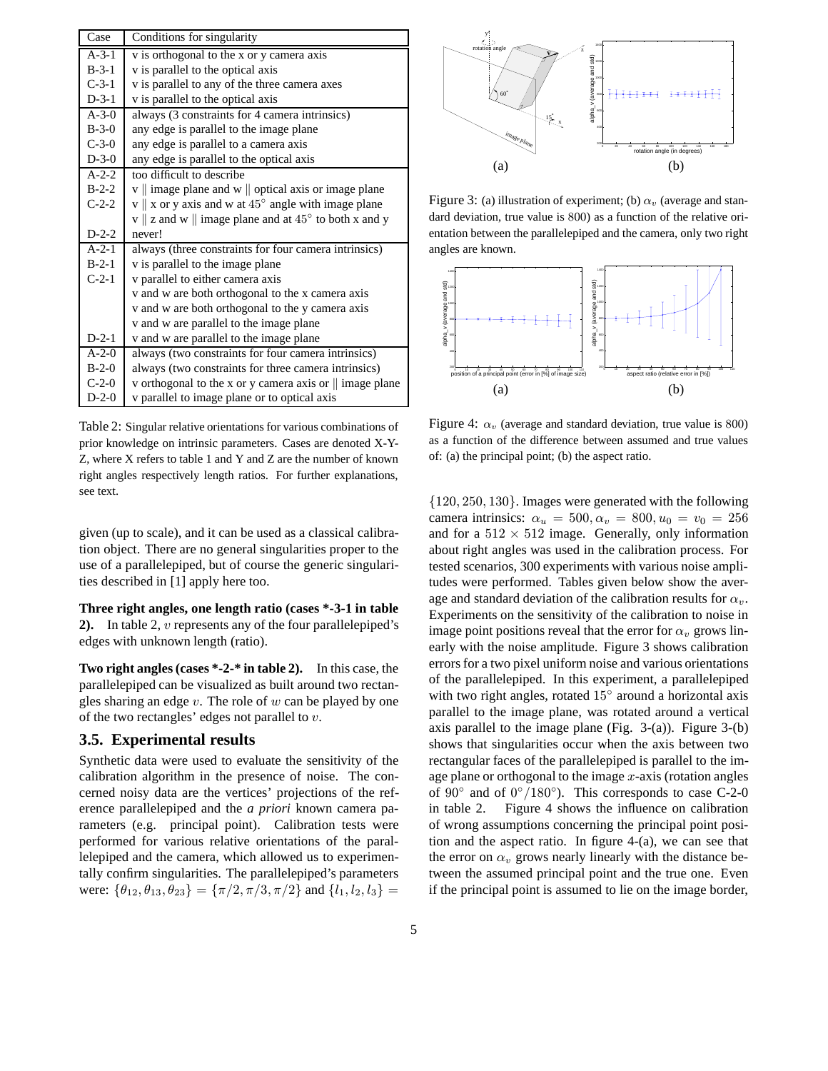| Case | Conditions for singularity |
| --- | --- |
| A-3-1 | v is orthogonal to the x or y camera axis |
| B-3-1 | v is parallel to the optical axis |
| C-3-1 | v is parallel to any of the three camera axes |
| D-3-1 | v is parallel to the optical axis |
| A-3-0 | always (3 constraints for 4 camera intrinsics) |
| B-3-0 | any edge is parallel to the image plane |
| C-3-0 | any edge is parallel to a camera axis |
| D-3-0 | any edge is parallel to the optical axis |
| A-2-2 | too difficult to describe |
| B-2-2 | v ∥ image plane and w ∥ optical axis or image plane |
| C-2-2 | v ∥ x or y axis and w at $45^\circ$ angle with image plane |
| | v ∥ z and w ∥ image plane and at $45^\circ$ to both x and y |
| D-2-2 | never! |
| A-2-1 | always (three constraints for four camera intrinsics) |
| B-2-1 | v is parallel to the image plane |
| C-2-1 | v parallel to either camera axis |
| | v and w are both orthogonal to the x camera axis |
| | v and w are both orthogonal to the y camera axis |
| | v and w are parallel to the image plane |
| D-2-1 | v and w are parallel to the image plane |
| A-2-0 | always (two constraints for four camera intrinsics) |
| B-2-0 | always (two constraints for three camera intrinsics) |
| C-2-0 | v orthogonal to the x or y camera axis or ∥ image plane |
| D-2-0 | v parallel to image plane or to optical axis |

Table 2: Singular relative orientations for various combinations of prior knowledge on intrinsic parameters. Cases are denoted X-Y-Z, where X refers to table 1 and Y and Z are the number of known right angles respectively length ratios. For further explanations, see text.

given (up to scale), and it can be used as a classical calibration object. There are no general singularities proper to the use of a parallelepiped, but of course the generic singularities described in [1] apply here too.

**Three right angles, one length ratio (cases *-3-1 in table 2).** In table 2, $v$ represents any of the four parallelepiped's edges with unknown length (ratio).

**Two right angles (cases *-2-* in table 2).** In this case, the parallelepiped can be visualized as built around two rectangles sharing an edge $v$. The role of $w$ can be played by one of the two rectangles' edges not parallel to $v$.

### 3.5. Experimental results

Synthetic data were used to evaluate the sensitivity of the calibration algorithm in the presence of noise. The concerned noisy data are the vertices' projections of the reference parallelepiped and the *a priori* known camera parameters (e.g. principal point). Calibration tests were performed for various relative orientations of the parallelepiped and the camera, which allowed us to experimentally confirm singularities. The parallelepiped's parameters were: $\{\theta_{12}, \theta_{13}, \theta_{23}\} = \{\pi/2, \pi/3, \pi/2\}$ and $\{l_1, l_2, l_3\} = \{120, 250, 130\}$. Images were generated with the following camera intrinsics: $\alpha_u = 500, \alpha_v = 800, u_0 = v_0 = 256$ and for a $512 \times 512$ image. Generally, only information about right angles was used in the calibration process. For tested scenarios, 300 experiments with various noise amplitudes were performed. Tables given below show the average and standard deviation of the calibration results for $\alpha_v$. Experiments on the sensitivity of the calibration to noise in image point positions reveal that the error for $\alpha_v$ grows linearly with the noise amplitude. Figure 3 shows calibration errors for a two pixel uniform noise and various orientations of the parallelepiped. In this experiment, a parallelepiped with two right angles, rotated $15^\circ$ around a horizontal axis parallel to the image plane, was rotated around a vertical axis parallel to the image plane (Fig. 3-(a)). Figure 3-(b) shows that singularities occur when the axis between two rectangular faces of the parallelepiped is parallel to the image plane or orthogonal to the image $x$-axis (rotation angles of $90^\circ$ and of $0^\circ/180^\circ$). This corresponds to case C-2-0 in table 2. Figure 4 shows the influence on calibration of wrong assumptions concerning the principal point position and the aspect ratio. In figure 4-(a), we can see that the error on $\alpha_v$ grows nearly linearly with the distance between the assumed principal point and the true one. Even if the principal point is assumed to lie on the image border,

Figure 3: (a) illustration of experiment; (b) $\alpha_v$ (average and standard deviation, true value is 800) as a function of the relative orientation between the parallelepiped and the camera, only two right angles are known.

Figure 4: $\alpha_v$ (average and standard deviation, true value is 800) as a function of the difference between assumed and true values of: (a) the principal point; (b) the aspect ratio.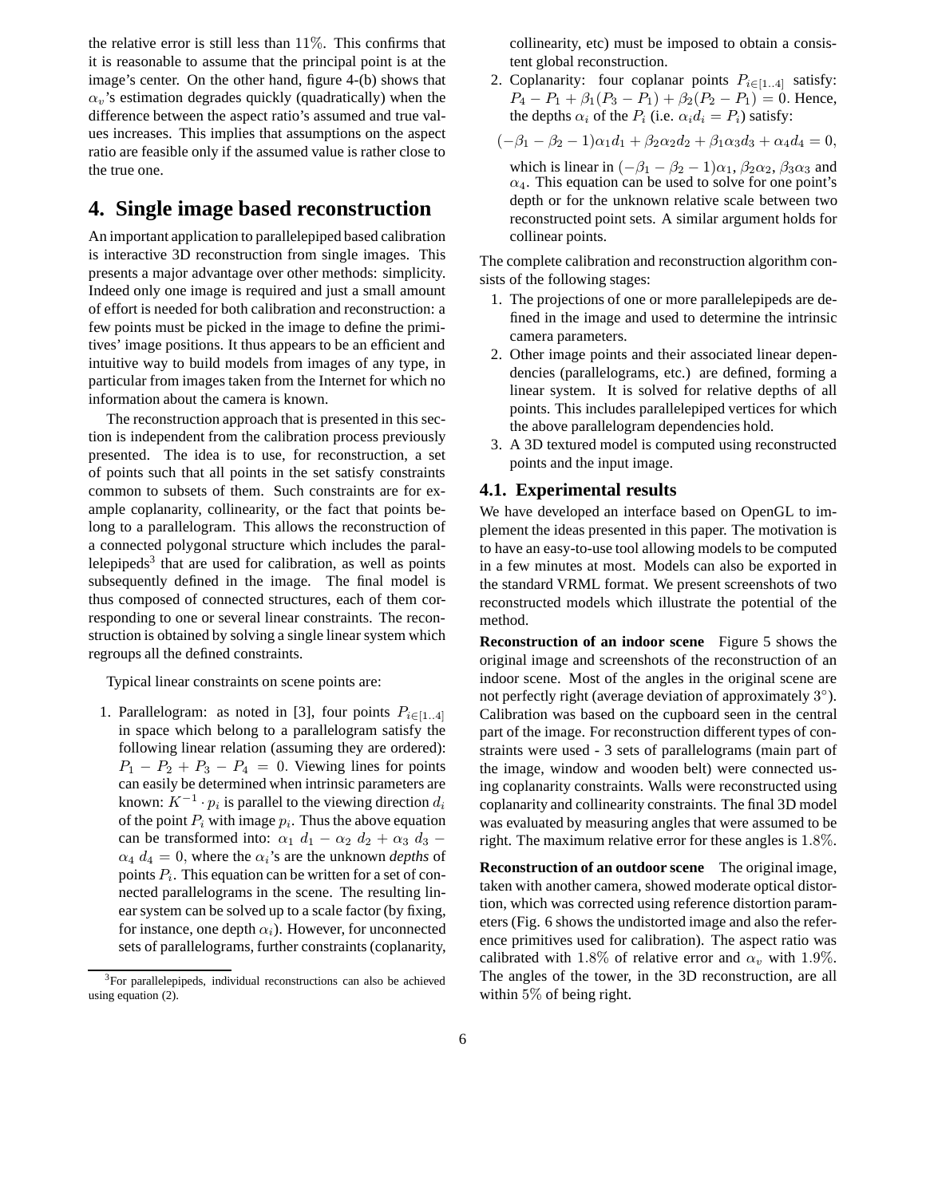the relative error is still less than 11%. This confirms that it is reasonable to assume that the principal point is at the image's center. On the other hand, figure 4-(b) shows that $\alpha_v$'s estimation degrades quickly (quadratically) when the difference between the aspect ratio's assumed and true values increases. This implies that assumptions on the aspect ratio are feasible only if the assumed value is rather close to the true one.

## 4. Single image based reconstruction

An important application to parallelepiped based calibration is interactive 3D reconstruction from single images. This presents a major advantage over other methods: simplicity. Indeed only one image is required and just a small amount of effort is needed for both calibration and reconstruction: a few points must be picked in the image to define the primitives' image positions. It thus appears to be an efficient and intuitive way to build models from images of any type, in particular from images taken from the Internet for which no information about the camera is known.

The reconstruction approach that is presented in this section is independent from the calibration process previously presented. The idea is to use, for reconstruction, a set of points such that all points in the set satisfy constraints common to subsets of them. Such constraints are for example coplanarity, collinearity, or the fact that points belong to a parallelogram. This allows the reconstruction of a connected polygonal structure which includes the parallelepipeds[3] that are used for calibration, as well as points subsequently defined in the image. The final model is thus composed of connected structures, each of them corresponding to one or several linear constraints. The reconstruction is obtained by solving a single linear system which regroups all the defined constraints.

Typical linear constraints on scene points are:

1. Parallelogram: as noted in [3], four points $P_{i \in [1..4]}$ in space which belong to a parallelogram satisfy the following linear relation (assuming they are ordered): $P_1 - P_2 + P_3 - P_4 = 0$. Viewing lines for points can easily be determined when intrinsic parameters are known: $K^{-1} \cdot p_i$ is parallel to the viewing direction $d_i$ of the point $P_i$ with image $p_i$. Thus the above equation can be transformed into: $\alpha_1 \ d_1 - \alpha_2 \ d_2 + \alpha_3 \ d_3 - \alpha_4 \ d_4 = 0$, where the $\alpha_i$'s are the unknown *depths* of points $P_i$. This equation can be written for a set of connected parallelograms in the scene. The resulting linear system can be solved up to a scale factor (by fixing, for instance, one depth $\alpha_i$). However, for unconnected sets of parallelograms, further constraints (coplanarity, collinearity, etc) must be imposed to obtain a consistent global reconstruction.
2. Coplanarity: four coplanar points $P_{i \in [1..4]}$ satisfy: $P_4 - P_1 + \beta_1(P_3 - P_1) + \beta_2(P_2 - P_1) = 0$. Hence, the depths $\alpha_i$ of the $P_i$ (i.e. $\alpha_i d_i = P_i$) satisfy:

   $$(-\beta_1 - \beta_2 - 1)\alpha_1 d_1 + \beta_2 \alpha_2 d_2 + \beta_1 \alpha_3 d_3 + \alpha_4 d_4 = 0,$$

   which is linear in $(-\beta_1 - \beta_2 - 1)\alpha_1$, $\beta_2 \alpha_2$, $\beta_3 \alpha_3$ and $\alpha_4$. This equation can be used to solve for one point's depth or for the unknown relative scale between two reconstructed point sets. A similar argument holds for collinear points.

The complete calibration and reconstruction algorithm consists of the following stages:

1. The projections of one or more parallelepipeds are defined in the image and used to determine the intrinsic camera parameters.
2. Other image points and their associated linear dependencies (parallelograms, etc.) are defined, forming a linear system. It is solved for relative depths of all points. This includes parallelepiped vertices for which the above parallelogram dependencies hold.
3. A 3D textured model is computed using reconstructed points and the input image.

### 4.1. Experimental results

We have developed an interface based on OpenGL to implement the ideas presented in this paper. The motivation is to have an easy-to-use tool allowing models to be computed in a few minutes at most. Models can also be exported in the standard VRML format. We present screenshots of two reconstructed models which illustrate the potential of the method.

**Reconstruction of an indoor scene** Figure 5 shows the original image and screenshots of the reconstruction of an indoor scene. Most of the angles in the original scene are not perfectly right (average deviation of approximately $3^\circ$). Calibration was based on the cupboard seen in the central part of the image. For reconstruction different types of constraints were used - 3 sets of parallelograms (main part of the image, window and wooden belt) were connected using coplanarity constraints. Walls were reconstructed using coplanarity and collinearity constraints. The final 3D model was evaluated by measuring angles that were assumed to be right. The maximum relative error for these angles is 1.8%.

**Reconstruction of an outdoor scene** The original image, taken with another camera, showed moderate optical distortion, which was corrected using reference distortion parameters (Fig. 6 shows the undistorted image and also the reference primitives used for calibration). The aspect ratio was calibrated with 1.8% of relative error and $\alpha_v$ with 1.9%. The angles of the tower, in the 3D reconstruction, are all within 5% of being right.

[3] For parallelepipeds, individual reconstructions can also be achieved using equation (2).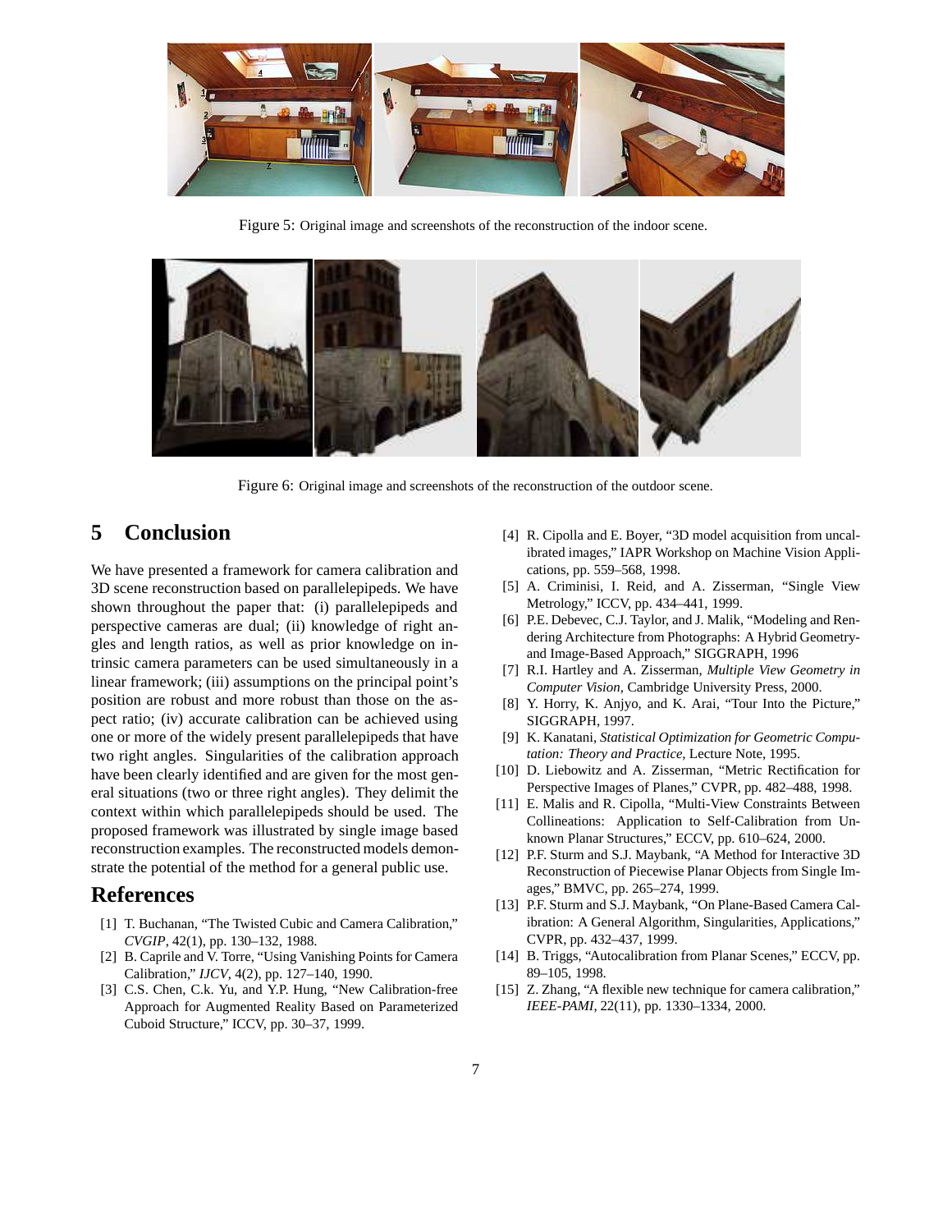Figure 5: Original image and screenshots of the reconstruction of the indoor scene.

Figure 6: Original image and screenshots of the reconstruction of the outdoor scene.

## 5 Conclusion

We have presented a framework for camera calibration and 3D scene reconstruction based on parallelepipeds. We have shown throughout the paper that: (i) parallelepipeds and perspective cameras are dual; (ii) knowledge of right angles and length ratios, as well as prior knowledge on intrinsic camera parameters can be used simultaneously in a linear framework; (iii) assumptions on the principal point's position are robust and more robust than those on the aspect ratio; (iv) accurate calibration can be achieved using one or more of the widely present parallelepipeds that have two right angles. Singularities of the calibration approach have been clearly identified and are given for the most general situations (two or three right angles). They delimit the context within which parallelepipeds should be used. The proposed framework was illustrated by single image based reconstruction examples. The reconstructed models demonstrate the potential of the method for a general public use.

## References

[1] T. Buchanan, "The Twisted Cubic and Camera Calibration," *CVGIP*, 42(1), pp. 130–132, 1988.

[2] B. Caprile and V. Torre, "Using Vanishing Points for Camera Calibration," *IJCV*, 4(2), pp. 127–140, 1990.

[3] C.S. Chen, C.k. Yu, and Y.P. Hung, "New Calibration-free Approach for Augmented Reality Based on Parameterized Cuboid Structure," ICCV, pp. 30–37, 1999.

[4] R. Cipolla and E. Boyer, "3D model acquisition from uncalibrated images," IAPR Workshop on Machine Vision Applications, pp. 559–568, 1998.

[5] A. Criminisi, I. Reid, and A. Zisserman, "Single View Metrology," ICCV, pp. 434–441, 1999.

[6] P.E. Debevec, C.J. Taylor, and J. Malik, "Modeling and Rendering Architecture from Photographs: A Hybrid Geometry- and Image-Based Approach," SIGGRAPH, 1996

[7] R.I. Hartley and A. Zisserman, *Multiple View Geometry in Computer Vision*, Cambridge University Press, 2000.

[8] Y. Horry, K. Anjyo, and K. Arai, "Tour Into the Picture," SIGGRAPH, 1997.

[9] K. Kanatani, *Statistical Optimization for Geometric Computation: Theory and Practice*, Lecture Note, 1995.

[10] D. Liebowitz and A. Zisserman, "Metric Rectification for Perspective Images of Planes," CVPR, pp. 482–488, 1998.

[11] E. Malis and R. Cipolla, "Multi-View Constraints Between Collineations: Application to Self-Calibration from Unknown Planar Structures," ECCV, pp. 610–624, 2000.

[12] P.F. Sturm and S.J. Maybank, "A Method for Interactive 3D Reconstruction of Piecewise Planar Objects from Single Images," BMVC, pp. 265–274, 1999.

[13] P.F. Sturm and S.J. Maybank, "On Plane-Based Camera Calibration: A General Algorithm, Singularities, Applications," CVPR, pp. 432–437, 1999.

[14] B. Triggs, "Autocalibration from Planar Scenes," ECCV, pp. 89–105, 1998.

[15] Z. Zhang, "A flexible new technique for camera calibration," *IEEE-PAMI*, 22(11), pp. 1330–1334, 2000.